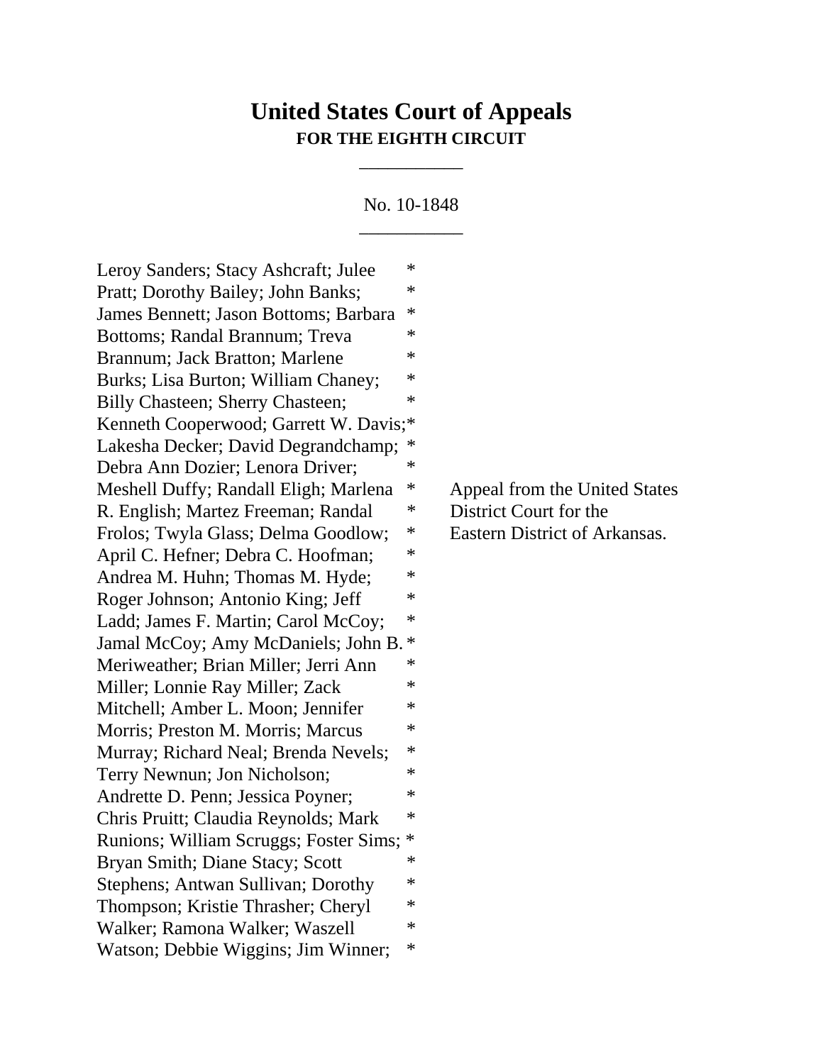# United States Court of Appeals
## FOR THE EIGHTH CIRCUIT

___________

No. 10-1848

___________

Leroy Sanders; Stacy Ashcraft; Julee *
Pratt; Dorothy Bailey; John Banks; *
James Bennett; Jason Bottoms; Barbara *
Bottoms; Randal Brannum; Treva *
Brannum; Jack Bratton; Marlene *
Burks; Lisa Burton; William Chaney; *
Billy Chasteen; Sherry Chasteen; *
Kenneth Cooperwood; Garrett W. Davis;*
Lakesha Decker; David Degrandchamp; *
Debra Ann Dozier; Lenora Driver; *
Meshell Duffy; Randall Eligh; Marlena *
R. English; Martez Freeman; Randal *
Frolos; Twyla Glass; Delma Goodlow; *
April C. Hefner; Debra C. Hoofman; *
Andrea M. Huhn; Thomas M. Hyde; *
Roger Johnson; Antonio King; Jeff *
Ladd; James F. Martin; Carol McCoy; *
Jamal McCoy; Amy McDaniels; John B. *
Meriweather; Brian Miller; Jerri Ann *
Miller; Lonnie Ray Miller; Zack *
Mitchell; Amber L. Moon; Jennifer *
Morris; Preston M. Morris; Marcus *
Murray; Richard Neal; Brenda Nevels; *
Terry Newnun; Jon Nicholson; *
Andrette D. Penn; Jessica Poyner; *
Chris Pruitt; Claudia Reynolds; Mark *
Runions; William Scruggs; Foster Sims; *
Bryan Smith; Diane Stacy; Scott *
Stephens; Antwan Sullivan; Dorothy *
Thompson; Kristie Thrasher; Cheryl *
Walker; Ramona Walker; Waszell *
Watson; Debbie Wiggins; Jim Winner; *

Appeal from the United States
District Court for the
Eastern District of Arkansas.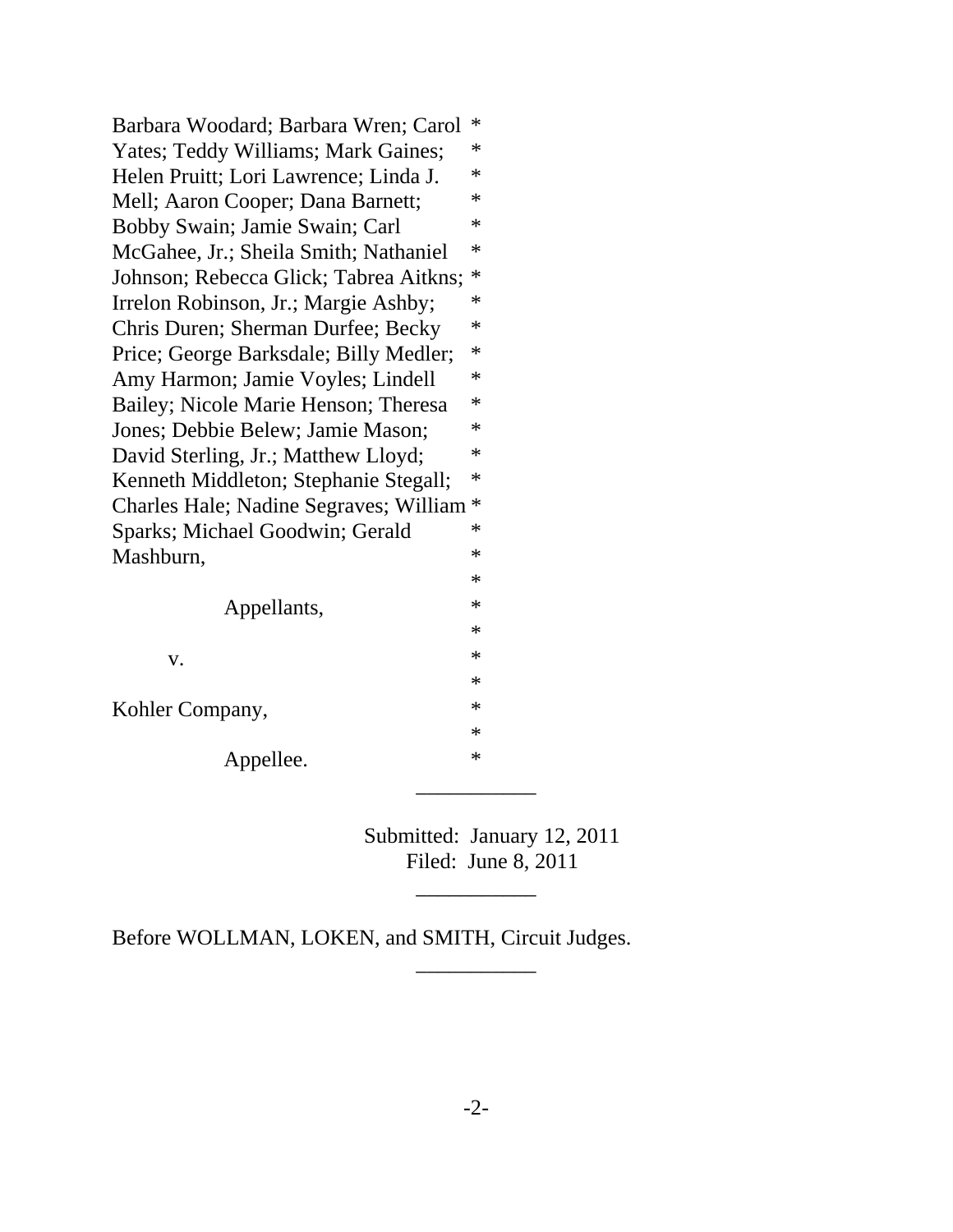Barbara Woodard; Barbara Wren; Carol Yates; Teddy Williams; Mark Gaines; Helen Pruitt; Lori Lawrence; Linda J. Mell; Aaron Cooper; Dana Barnett; Bobby Swain; Jamie Swain; Carl McGahee, Jr.; Sheila Smith; Nathaniel Johnson; Rebecca Glick; Tabrea Aitkns; Irrelon Robinson, Jr.; Margie Ashby; Chris Duren; Sherman Durfee; Becky Price; George Barksdale; Billy Medler; Amy Harmon; Jamie Voyles; Lindell Bailey; Nicole Marie Henson; Theresa Jones; Debbie Belew; Jamie Mason; David Sterling, Jr.; Matthew Lloyd; Kenneth Middleton; Stephanie Stegall; Charles Hale; Nadine Segraves; William Sparks; Michael Goodwin; Gerald Mashburn,

Appellants,

v.

Kohler Company,

Appellee.

---

Submitted: January 12, 2011
Filed: June 8, 2011

---

Before WOLLMAN, LOKEN, and SMITH, Circuit Judges.

---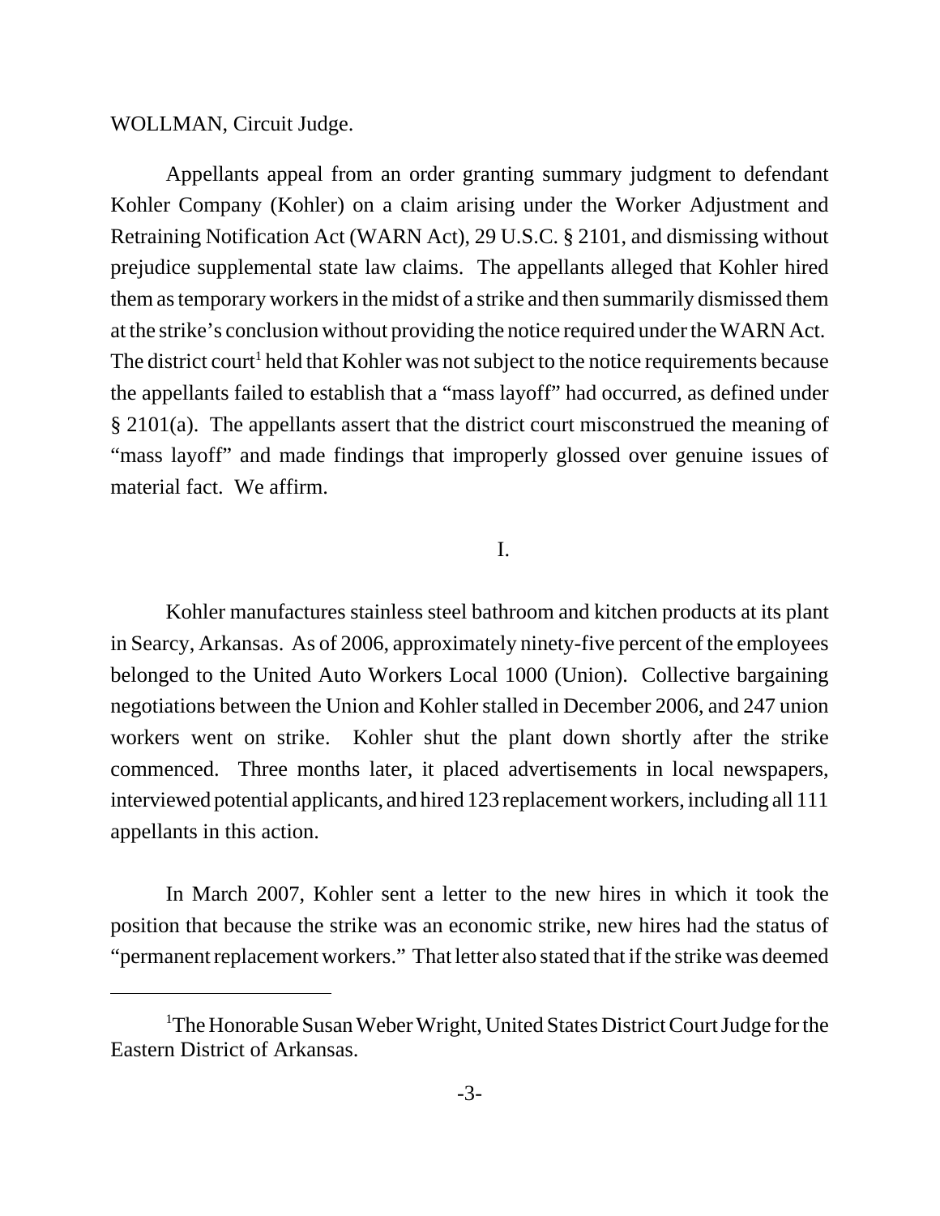WOLLMAN, Circuit Judge.

Appellants appeal from an order granting summary judgment to defendant Kohler Company (Kohler) on a claim arising under the Worker Adjustment and Retraining Notification Act (WARN Act), 29 U.S.C. § 2101, and dismissing without prejudice supplemental state law claims. The appellants alleged that Kohler hired them as temporary workers in the midst of a strike and then summarily dismissed them at the strike's conclusion without providing the notice required under the WARN Act. The district court[1] held that Kohler was not subject to the notice requirements because the appellants failed to establish that a "mass layoff" had occurred, as defined under § 2101(a). The appellants assert that the district court misconstrued the meaning of "mass layoff" and made findings that improperly glossed over genuine issues of material fact. We affirm.

I.

Kohler manufactures stainless steel bathroom and kitchen products at its plant in Searcy, Arkansas. As of 2006, approximately ninety-five percent of the employees belonged to the United Auto Workers Local 1000 (Union). Collective bargaining negotiations between the Union and Kohler stalled in December 2006, and 247 union workers went on strike. Kohler shut the plant down shortly after the strike commenced. Three months later, it placed advertisements in local newspapers, interviewed potential applicants, and hired 123 replacement workers, including all 111 appellants in this action.

In March 2007, Kohler sent a letter to the new hires in which it took the position that because the strike was an economic strike, new hires had the status of "permanent replacement workers." That letter also stated that if the strike was deemed

[1] The Honorable Susan Weber Wright, United States District Court Judge for the Eastern District of Arkansas.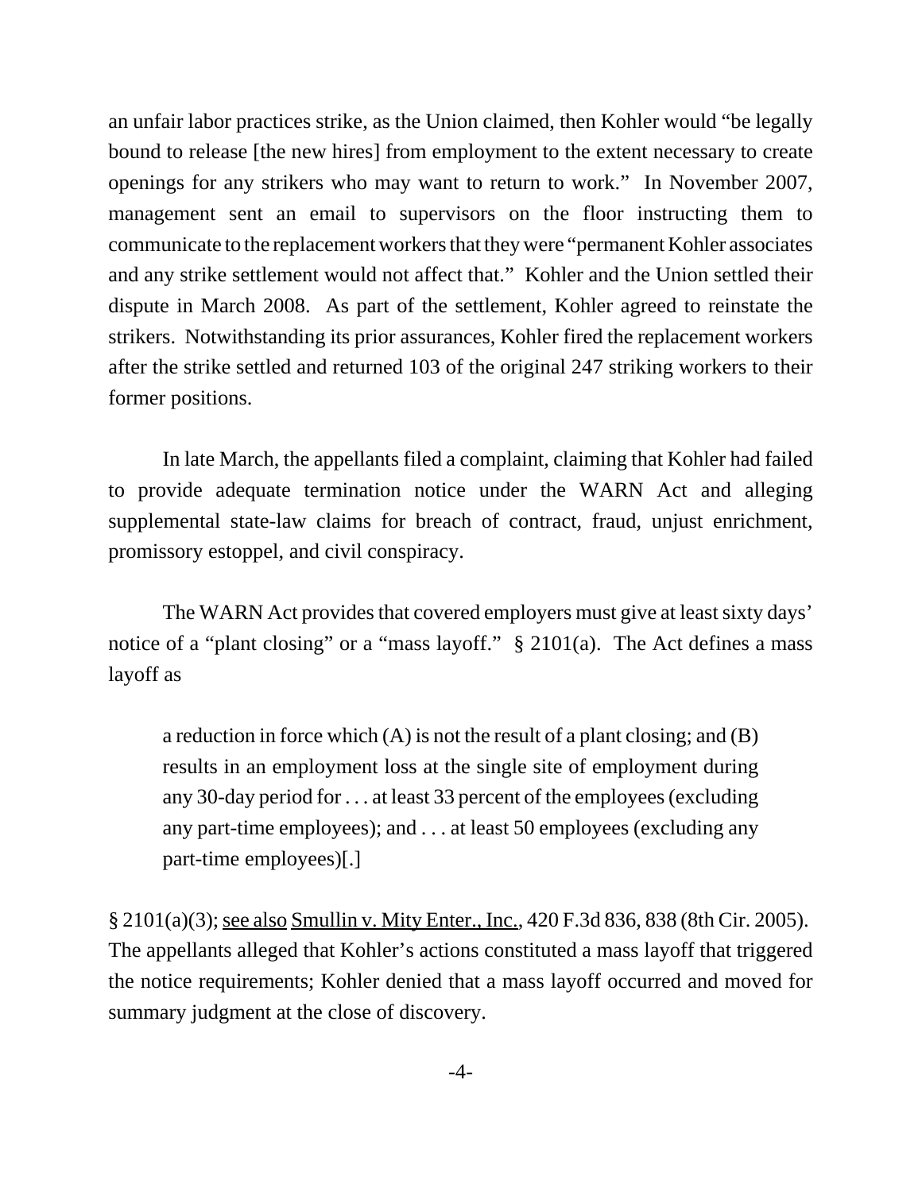an unfair labor practices strike, as the Union claimed, then Kohler would "be legally bound to release [the new hires] from employment to the extent necessary to create openings for any strikers who may want to return to work." In November 2007, management sent an email to supervisors on the floor instructing them to communicate to the replacement workers that they were "permanent Kohler associates and any strike settlement would not affect that." Kohler and the Union settled their dispute in March 2008. As part of the settlement, Kohler agreed to reinstate the strikers. Notwithstanding its prior assurances, Kohler fired the replacement workers after the strike settled and returned 103 of the original 247 striking workers to their former positions.

In late March, the appellants filed a complaint, claiming that Kohler had failed to provide adequate termination notice under the WARN Act and alleging supplemental state-law claims for breach of contract, fraud, unjust enrichment, promissory estoppel, and civil conspiracy.

The WARN Act provides that covered employers must give at least sixty days' notice of a "plant closing" or a "mass layoff." § 2101(a). The Act defines a mass layoff as

> a reduction in force which (A) is not the result of a plant closing; and (B) results in an employment loss at the single site of employment during any 30-day period for . . . at least 33 percent of the employees (excluding any part-time employees); and . . . at least 50 employees (excluding any part-time employees)[.]

§ 2101(a)(3); see also Smullin v. Mity Enter., Inc., 420 F.3d 836, 838 (8th Cir. 2005). The appellants alleged that Kohler's actions constituted a mass layoff that triggered the notice requirements; Kohler denied that a mass layoff occurred and moved for summary judgment at the close of discovery.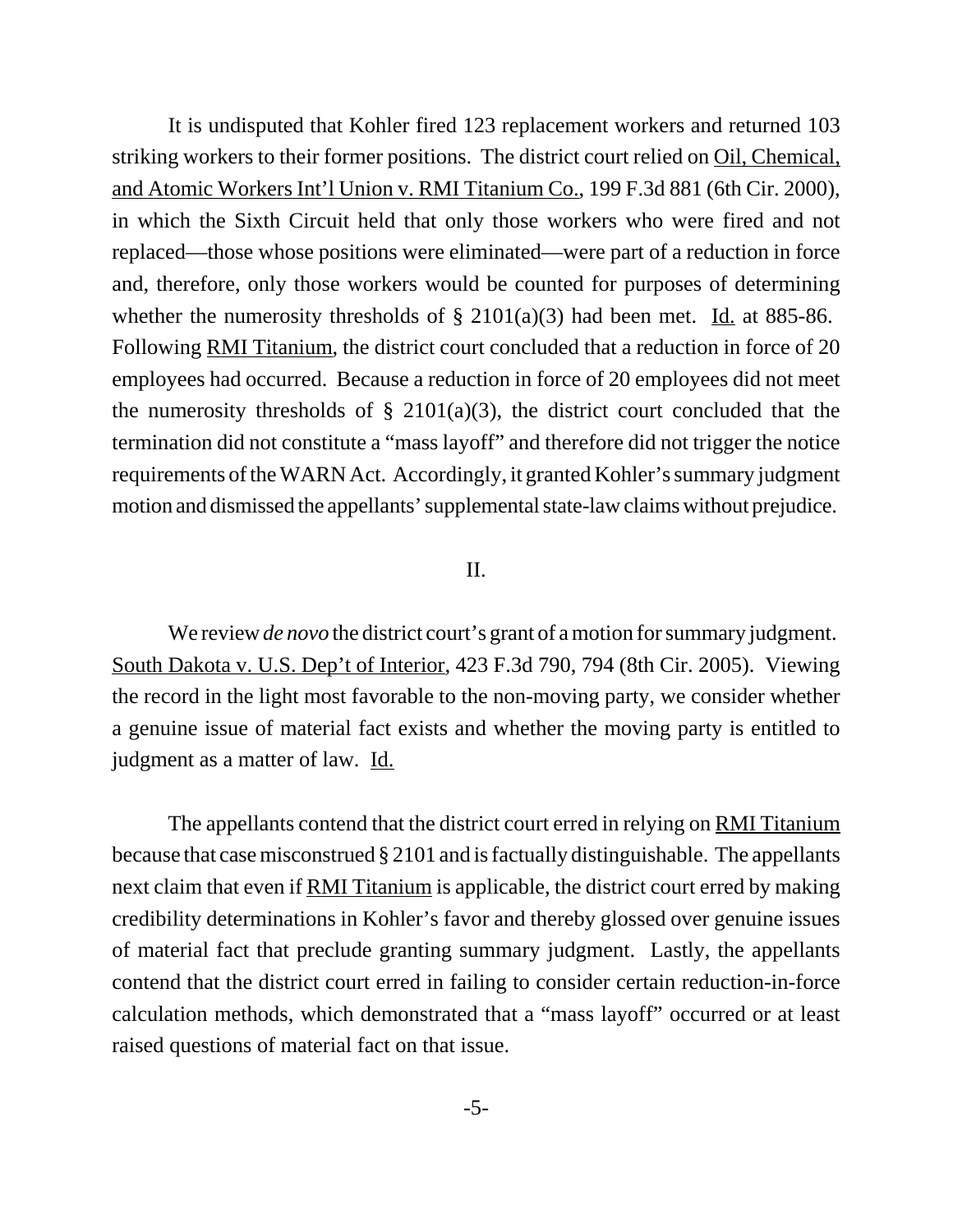It is undisputed that Kohler fired 123 replacement workers and returned 103 striking workers to their former positions. The district court relied on Oil, Chemical, and Atomic Workers Int'l Union v. RMI Titanium Co., 199 F.3d 881 (6th Cir. 2000), in which the Sixth Circuit held that only those workers who were fired and not replaced—those whose positions were eliminated—were part of a reduction in force and, therefore, only those workers would be counted for purposes of determining whether the numerosity thresholds of § 2101(a)(3) had been met. Id. at 885-86. Following RMI Titanium, the district court concluded that a reduction in force of 20 employees had occurred. Because a reduction in force of 20 employees did not meet the numerosity thresholds of § 2101(a)(3), the district court concluded that the termination did not constitute a "mass layoff" and therefore did not trigger the notice requirements of the WARN Act. Accordingly, it granted Kohler's summary judgment motion and dismissed the appellants' supplemental state-law claims without prejudice.

## II.

We review *de novo* the district court's grant of a motion for summary judgment. South Dakota v. U.S. Dep't of Interior, 423 F.3d 790, 794 (8th Cir. 2005). Viewing the record in the light most favorable to the non-moving party, we consider whether a genuine issue of material fact exists and whether the moving party is entitled to judgment as a matter of law. Id.

The appellants contend that the district court erred in relying on RMI Titanium because that case misconstrued § 2101 and is factually distinguishable. The appellants next claim that even if RMI Titanium is applicable, the district court erred by making credibility determinations in Kohler's favor and thereby glossed over genuine issues of material fact that preclude granting summary judgment. Lastly, the appellants contend that the district court erred in failing to consider certain reduction-in-force calculation methods, which demonstrated that a "mass layoff" occurred or at least raised questions of material fact on that issue.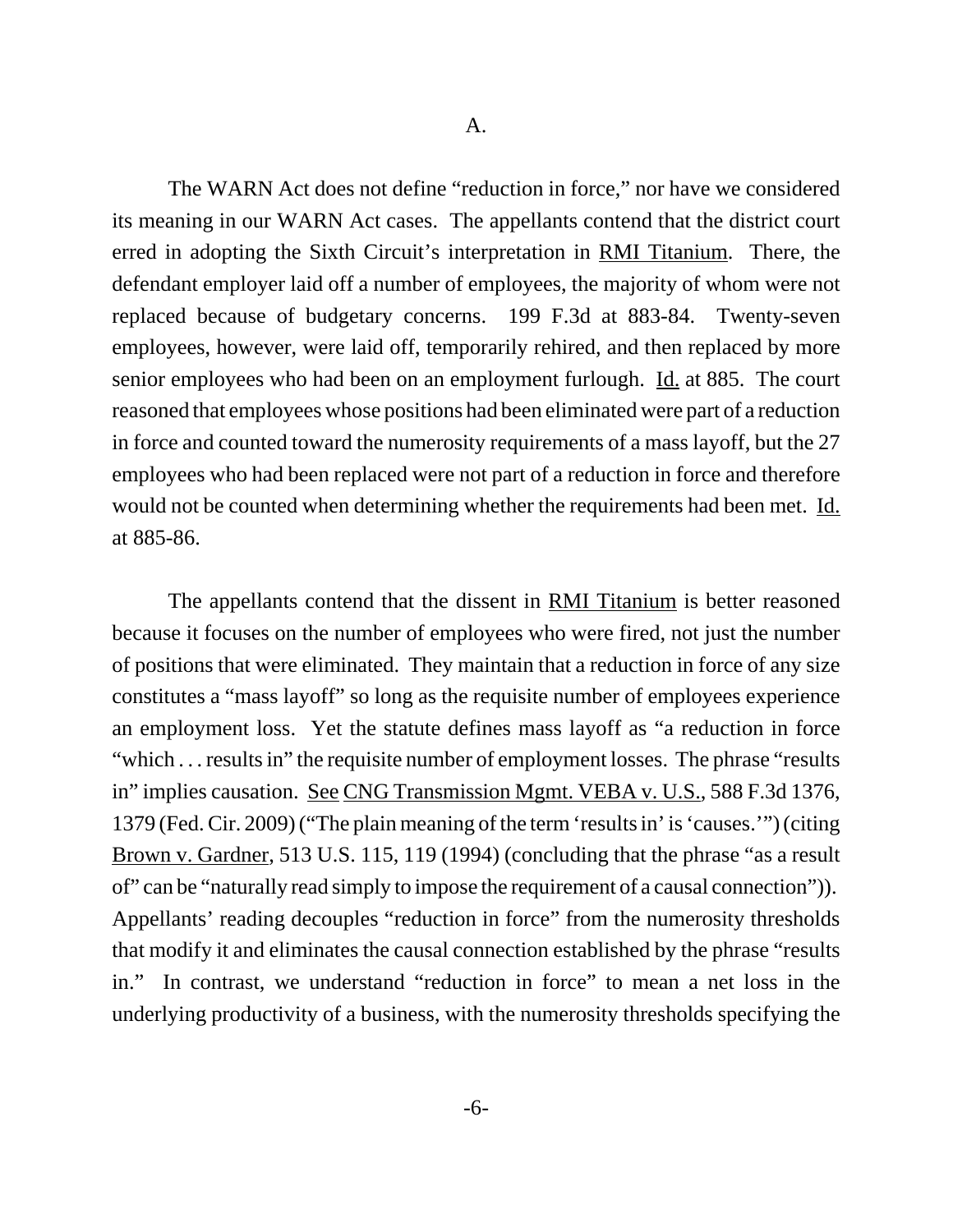A.

The WARN Act does not define "reduction in force," nor have we considered its meaning in our WARN Act cases. The appellants contend that the district court erred in adopting the Sixth Circuit's interpretation in RMI Titanium. There, the defendant employer laid off a number of employees, the majority of whom were not replaced because of budgetary concerns. 199 F.3d at 883-84. Twenty-seven employees, however, were laid off, temporarily rehired, and then replaced by more senior employees who had been on an employment furlough. Id. at 885. The court reasoned that employees whose positions had been eliminated were part of a reduction in force and counted toward the numerosity requirements of a mass layoff, but the 27 employees who had been replaced were not part of a reduction in force and therefore would not be counted when determining whether the requirements had been met. Id. at 885-86.

The appellants contend that the dissent in RMI Titanium is better reasoned because it focuses on the number of employees who were fired, not just the number of positions that were eliminated. They maintain that a reduction in force of any size constitutes a "mass layoff" so long as the requisite number of employees experience an employment loss. Yet the statute defines mass layoff as "a reduction in force "which . . . results in" the requisite number of employment losses. The phrase "results in" implies causation. See CNG Transmission Mgmt. VEBA v. U.S., 588 F.3d 1376, 1379 (Fed. Cir. 2009) ("The plain meaning of the term 'results in' is 'causes.'") (citing Brown v. Gardner, 513 U.S. 115, 119 (1994) (concluding that the phrase "as a result of" can be "naturally read simply to impose the requirement of a causal connection")). Appellants' reading decouples "reduction in force" from the numerosity thresholds that modify it and eliminates the causal connection established by the phrase "results in." In contrast, we understand "reduction in force" to mean a net loss in the underlying productivity of a business, with the numerosity thresholds specifying the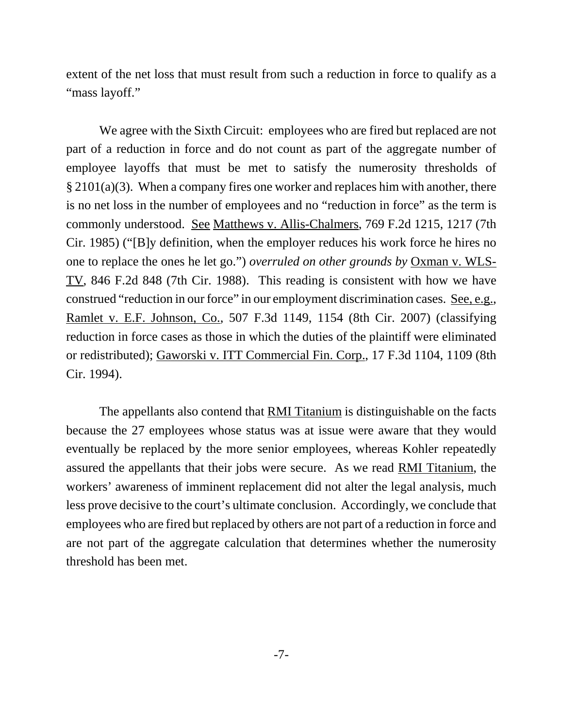extent of the net loss that must result from such a reduction in force to qualify as a "mass layoff."

We agree with the Sixth Circuit: employees who are fired but replaced are not part of a reduction in force and do not count as part of the aggregate number of employee layoffs that must be met to satisfy the numerosity thresholds of § 2101(a)(3). When a company fires one worker and replaces him with another, there is no net loss in the number of employees and no "reduction in force" as the term is commonly understood. See Matthews v. Allis-Chalmers, 769 F.2d 1215, 1217 (7th Cir. 1985) ("[B]y definition, when the employer reduces his work force he hires no one to replace the ones he let go.") *overruled on other grounds by* Oxman v. WLS-TV, 846 F.2d 848 (7th Cir. 1988). This reading is consistent with how we have construed "reduction in our force" in our employment discrimination cases. See, e.g., Ramlet v. E.F. Johnson, Co., 507 F.3d 1149, 1154 (8th Cir. 2007) (classifying reduction in force cases as those in which the duties of the plaintiff were eliminated or redistributed); Gaworski v. ITT Commercial Fin. Corp., 17 F.3d 1104, 1109 (8th Cir. 1994).

The appellants also contend that RMI Titanium is distinguishable on the facts because the 27 employees whose status was at issue were aware that they would eventually be replaced by the more senior employees, whereas Kohler repeatedly assured the appellants that their jobs were secure. As we read RMI Titanium, the workers' awareness of imminent replacement did not alter the legal analysis, much less prove decisive to the court's ultimate conclusion. Accordingly, we conclude that employees who are fired but replaced by others are not part of a reduction in force and are not part of the aggregate calculation that determines whether the numerosity threshold has been met.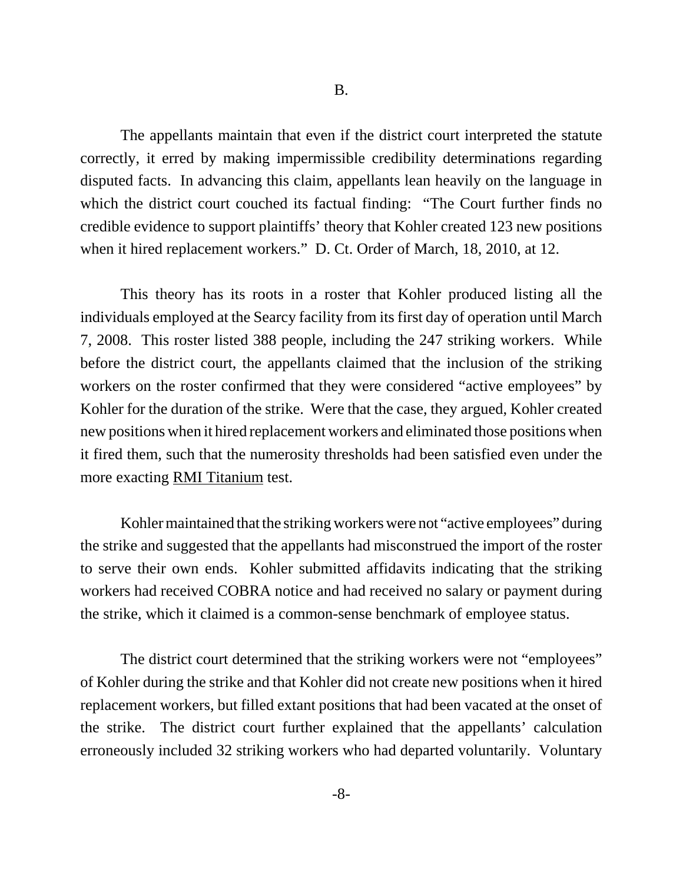## B.

The appellants maintain that even if the district court interpreted the statute correctly, it erred by making impermissible credibility determinations regarding disputed facts. In advancing this claim, appellants lean heavily on the language in which the district court couched its factual finding: "The Court further finds no credible evidence to support plaintiffs' theory that Kohler created 123 new positions when it hired replacement workers." D. Ct. Order of March, 18, 2010, at 12.

This theory has its roots in a roster that Kohler produced listing all the individuals employed at the Searcy facility from its first day of operation until March 7, 2008. This roster listed 388 people, including the 247 striking workers. While before the district court, the appellants claimed that the inclusion of the striking workers on the roster confirmed that they were considered "active employees" by Kohler for the duration of the strike. Were that the case, they argued, Kohler created new positions when it hired replacement workers and eliminated those positions when it fired them, such that the numerosity thresholds had been satisfied even under the more exacting <u>RMI Titanium</u> test.

Kohler maintained that the striking workers were not "active employees" during the strike and suggested that the appellants had misconstrued the import of the roster to serve their own ends. Kohler submitted affidavits indicating that the striking workers had received COBRA notice and had received no salary or payment during the strike, which it claimed is a common-sense benchmark of employee status.

The district court determined that the striking workers were not "employees" of Kohler during the strike and that Kohler did not create new positions when it hired replacement workers, but filled extant positions that had been vacated at the onset of the strike. The district court further explained that the appellants' calculation erroneously included 32 striking workers who had departed voluntarily. Voluntary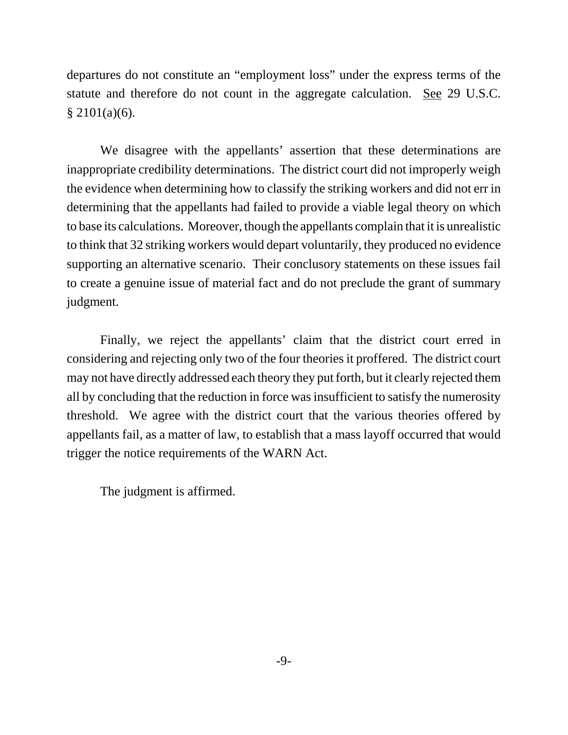departures do not constitute an "employment loss" under the express terms of the statute and therefore do not count in the aggregate calculation. See 29 U.S.C. § 2101(a)(6).

We disagree with the appellants' assertion that these determinations are inappropriate credibility determinations. The district court did not improperly weigh the evidence when determining how to classify the striking workers and did not err in determining that the appellants had failed to provide a viable legal theory on which to base its calculations. Moreover, though the appellants complain that it is unrealistic to think that 32 striking workers would depart voluntarily, they produced no evidence supporting an alternative scenario. Their conclusory statements on these issues fail to create a genuine issue of material fact and do not preclude the grant of summary judgment.

Finally, we reject the appellants' claim that the district court erred in considering and rejecting only two of the four theories it proffered. The district court may not have directly addressed each theory they put forth, but it clearly rejected them all by concluding that the reduction in force was insufficient to satisfy the numerosity threshold. We agree with the district court that the various theories offered by appellants fail, as a matter of law, to establish that a mass layoff occurred that would trigger the notice requirements of the WARN Act.

The judgment is affirmed.